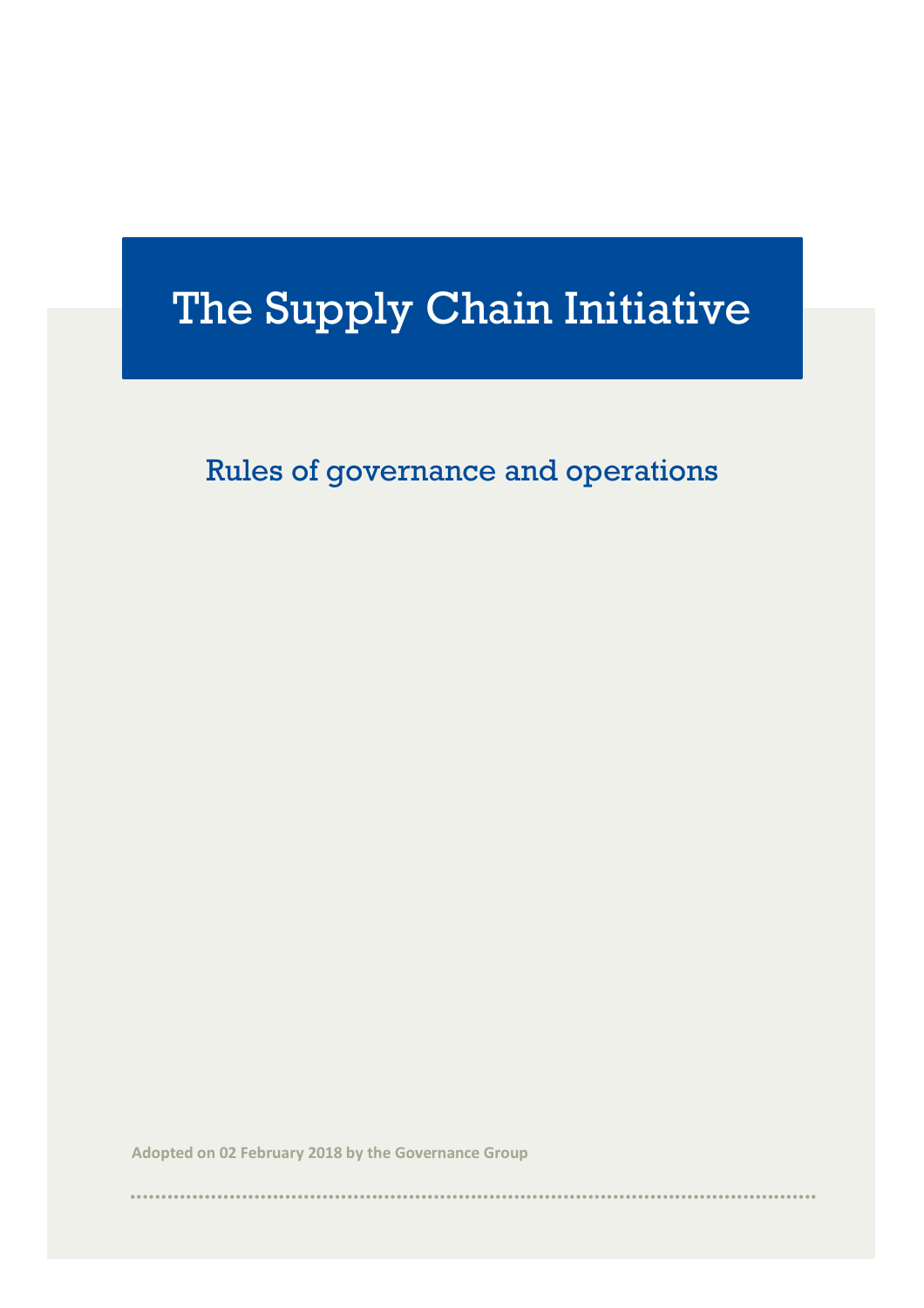# The Supply Chain Initiative

## Rules of governance and operations

**Adopted on 02 February 2018 by the Governance Group**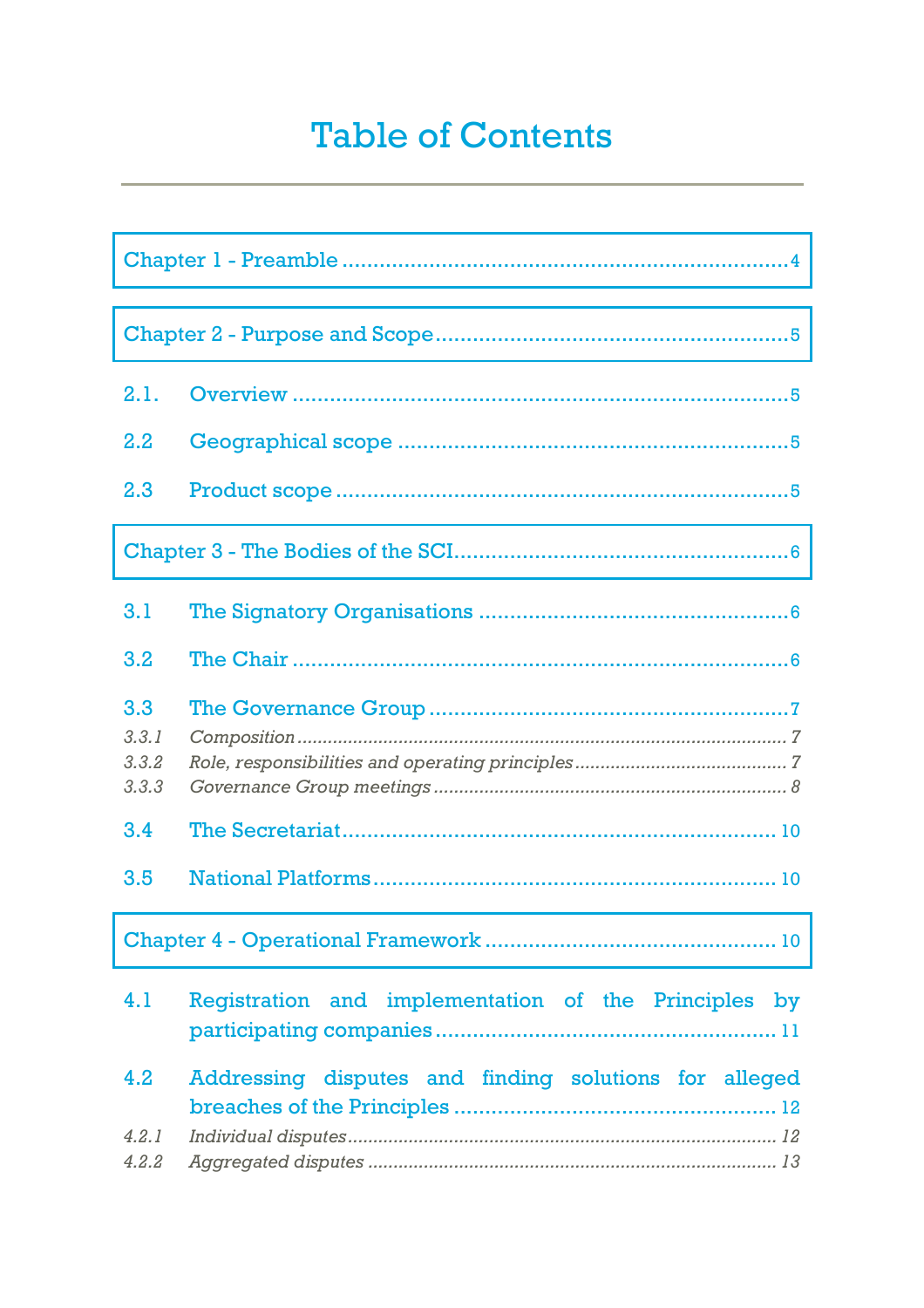# Table of Contents

Chapter 1 - Preamble ........................................................................ 4

Chapter 2 - Purpose and Scope ........................................................ 5

2.1. Overview ................................................................................. 5

2.2 Geographical scope ................................................................. 5

2.3 Product scope .......................................................................... 5

Chapter 3 - The Bodies of the SCI ..................................................... 6

3.1 The Signatory Organisations ................................................... 6

3.2 The Chair ................................................................................. 6

3.3 The Governance Group ........................................................... 7

*3.3.1 Composition* ........................................................................ 7

*3.3.2 Role, responsibilities and operating principles* ..................... 7

*3.3.3 Governance Group meetings* ............................................... 8

3.4 The Secretariat ....................................................................... 10

3.5 National Platforms ................................................................. 10

Chapter 4 - Operational Framework ................................................ 10

4.1 Registration and implementation of the Principles by participating companies ........................................................................... 11

4.2 Addressing disputes and finding solutions for alleged breaches of the Principles ........................................................................... 12

*4.2.1 Individual disputes* ............................................................ 12

*4.2.2 Aggregated disputes* ......................................................... 13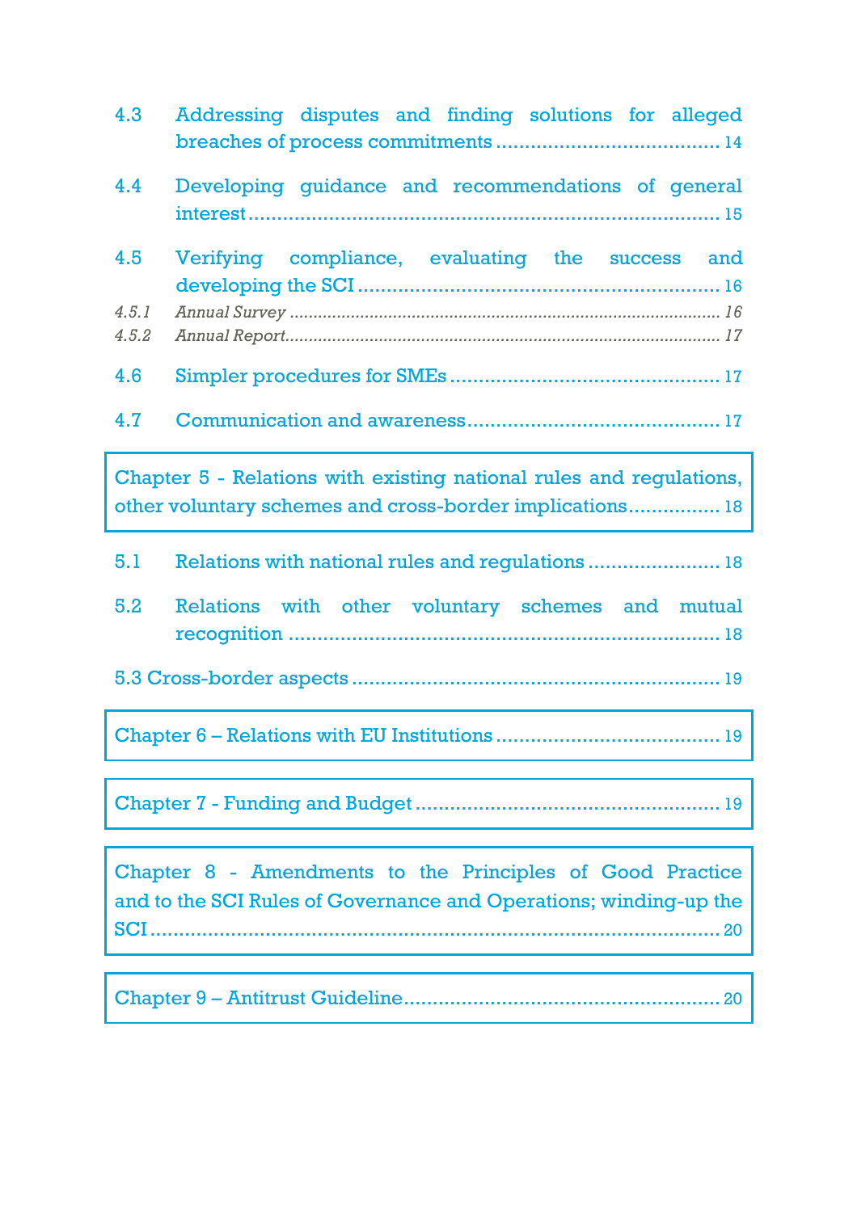4.3 Addressing disputes and finding solutions for alleged breaches of process commitments ...................................... 14

4.4 Developing guidance and recommendations of general interest ................................................................................ 15

4.5 Verifying compliance, evaluating the success and developing the SCI ............................................................ 16

*4.5.1 Annual Survey ........................................................................................ 16*

*4.5.2 Annual Report........................................................................................ 17*

4.6 Simpler procedures for SMEs ............................................. 17

4.7 Communication and awareness........................................... 17

Chapter 5 - Relations with existing national rules and regulations, other voluntary schemes and cross-border implications................ 18

5.1 Relations with national rules and regulations ....................... 18

5.2 Relations with other voluntary schemes and mutual recognition ......................................................................... 18

5.3 Cross-border aspects .............................................................. 19

Chapter 6 – Relations with EU Institutions ...................................... 19

Chapter 7 - Funding and Budget .................................................... 19

Chapter 8 - Amendments to the Principles of Good Practice and to the SCI Rules of Governance and Operations; winding-up the SCI ........................................................................................ 20

Chapter 9 – Antitrust Guideline...................................................... 20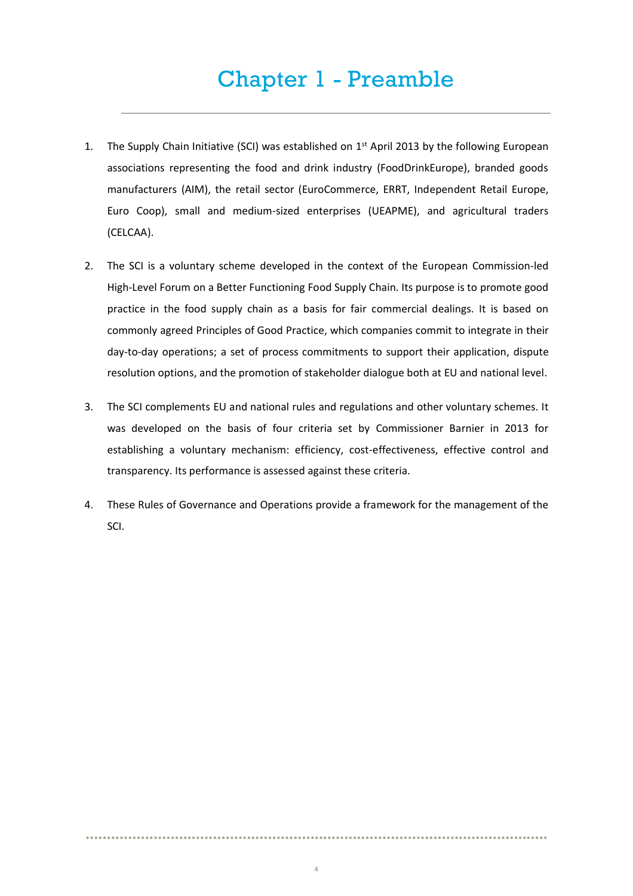# Chapter 1 - Preamble

1. The Supply Chain Initiative (SCI) was established on 1st April 2013 by the following European associations representing the food and drink industry (FoodDrinkEurope), branded goods manufacturers (AIM), the retail sector (EuroCommerce, ERRT, Independent Retail Europe, Euro Coop), small and medium-sized enterprises (UEAPME), and agricultural traders (CELCAA).

2. The SCI is a voluntary scheme developed in the context of the European Commission-led High-Level Forum on a Better Functioning Food Supply Chain. Its purpose is to promote good practice in the food supply chain as a basis for fair commercial dealings. It is based on commonly agreed Principles of Good Practice, which companies commit to integrate in their day-to-day operations; a set of process commitments to support their application, dispute resolution options, and the promotion of stakeholder dialogue both at EU and national level.

3. The SCI complements EU and national rules and regulations and other voluntary schemes. It was developed on the basis of four criteria set by Commissioner Barnier in 2013 for establishing a voluntary mechanism: efficiency, cost-effectiveness, effective control and transparency. Its performance is assessed against these criteria.

4. These Rules of Governance and Operations provide a framework for the management of the SCI.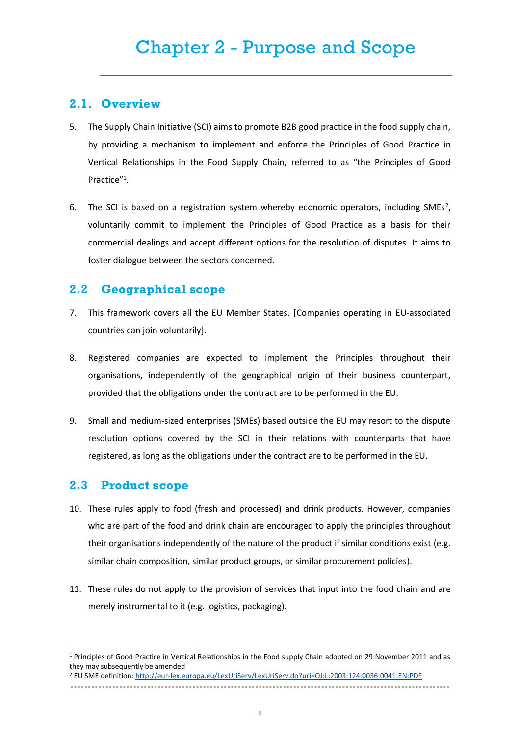# Chapter 2 - Purpose and Scope

## 2.1. Overview

5. The Supply Chain Initiative (SCI) aims to promote B2B good practice in the food supply chain, by providing a mechanism to implement and enforce the Principles of Good Practice in Vertical Relationships in the Food Supply Chain, referred to as "the Principles of Good Practice"[1].

6. The SCI is based on a registration system whereby economic operators, including SMEs[2], voluntarily commit to implement the Principles of Good Practice as a basis for their commercial dealings and accept different options for the resolution of disputes. It aims to foster dialogue between the sectors concerned.

## 2.2 Geographical scope

7. This framework covers all the EU Member States. [Companies operating in EU-associated countries can join voluntarily].

8. Registered companies are expected to implement the Principles throughout their organisations, independently of the geographical origin of their business counterpart, provided that the obligations under the contract are to be performed in the EU.

9. Small and medium-sized enterprises (SMEs) based outside the EU may resort to the dispute resolution options covered by the SCI in their relations with counterparts that have registered, as long as the obligations under the contract are to be performed in the EU.

## 2.3 Product scope

10. These rules apply to food (fresh and processed) and drink products. However, companies who are part of the food and drink chain are encouraged to apply the principles throughout their organisations independently of the nature of the product if similar conditions exist (e.g. similar chain composition, similar product groups, or similar procurement policies).

11. These rules do not apply to the provision of services that input into the food chain and are merely instrumental to it (e.g. logistics, packaging).

---

[1] Principles of Good Practice in Vertical Relationships in the Food supply Chain adopted on 29 November 2011 and as they may subsequently be amended

[2] EU SME definition: http://eur-lex.europa.eu/LexUriServ/LexUriServ.do?uri=OJ:L:2003:124:0036:0041:EN:PDF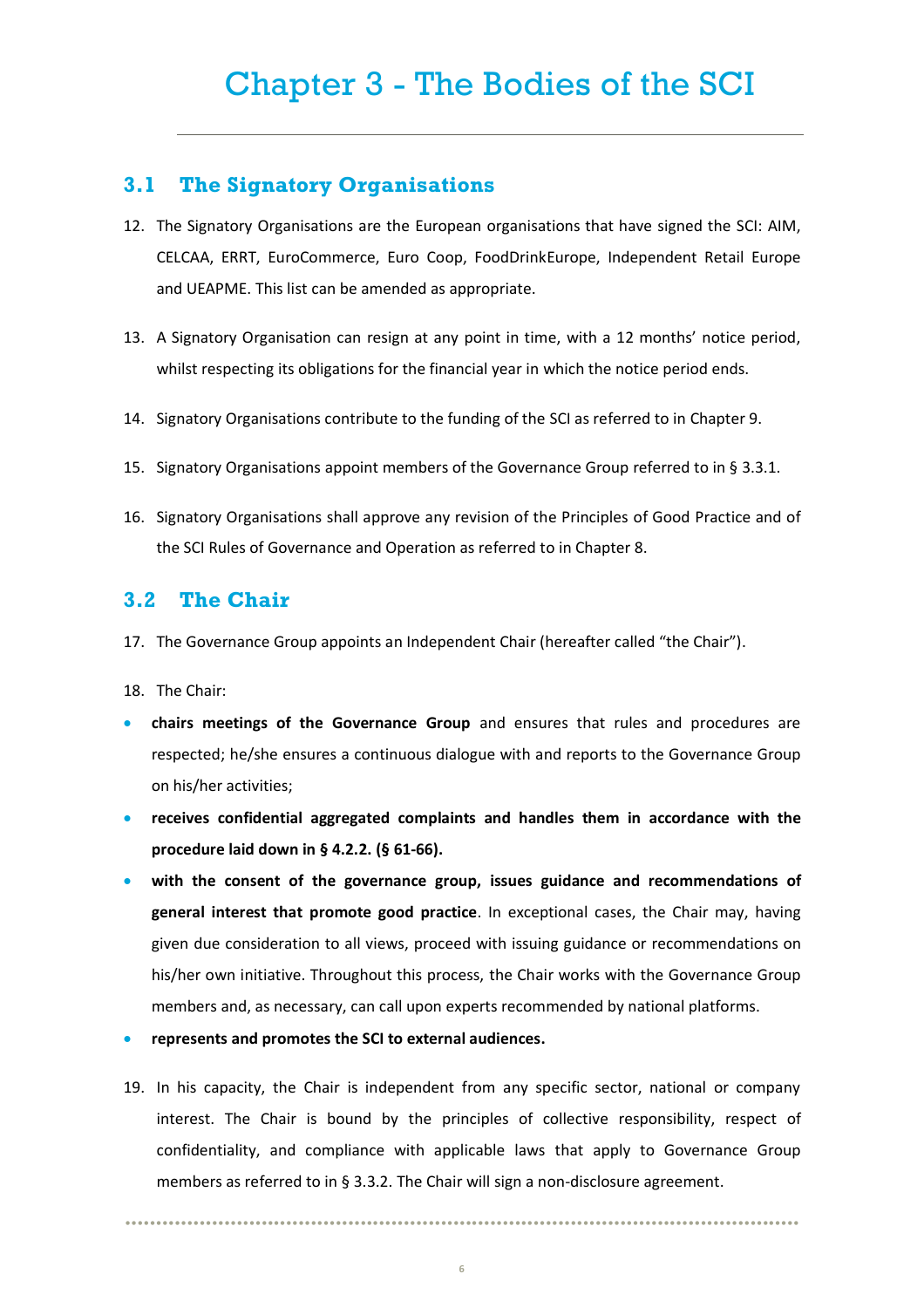# Chapter 3 - The Bodies of the SCI

## 3.1 The Signatory Organisations

12. The Signatory Organisations are the European organisations that have signed the SCI: AIM, CELCAA, ERRT, EuroCommerce, Euro Coop, FoodDrinkEurope, Independent Retail Europe and UEAPME. This list can be amended as appropriate.

13. A Signatory Organisation can resign at any point in time, with a 12 months' notice period, whilst respecting its obligations for the financial year in which the notice period ends.

14. Signatory Organisations contribute to the funding of the SCI as referred to in Chapter 9.

15. Signatory Organisations appoint members of the Governance Group referred to in § 3.3.1.

16. Signatory Organisations shall approve any revision of the Principles of Good Practice and of the SCI Rules of Governance and Operation as referred to in Chapter 8.

## 3.2 The Chair

17. The Governance Group appoints an Independent Chair (hereafter called "the Chair").

18. The Chair:

- **chairs meetings of the Governance Group** and ensures that rules and procedures are respected; he/she ensures a continuous dialogue with and reports to the Governance Group on his/her activities;
- **receives confidential aggregated complaints and handles them in accordance with the procedure laid down in § 4.2.2. (§ 61-66).**
- **with the consent of the governance group, issues guidance and recommendations of general interest that promote good practice**. In exceptional cases, the Chair may, having given due consideration to all views, proceed with issuing guidance or recommendations on his/her own initiative. Throughout this process, the Chair works with the Governance Group members and, as necessary, can call upon experts recommended by national platforms.
- **represents and promotes the SCI to external audiences.**

19. In his capacity, the Chair is independent from any specific sector, national or company interest. The Chair is bound by the principles of collective responsibility, respect of confidentiality, and compliance with applicable laws that apply to Governance Group members as referred to in § 3.3.2. The Chair will sign a non-disclosure agreement.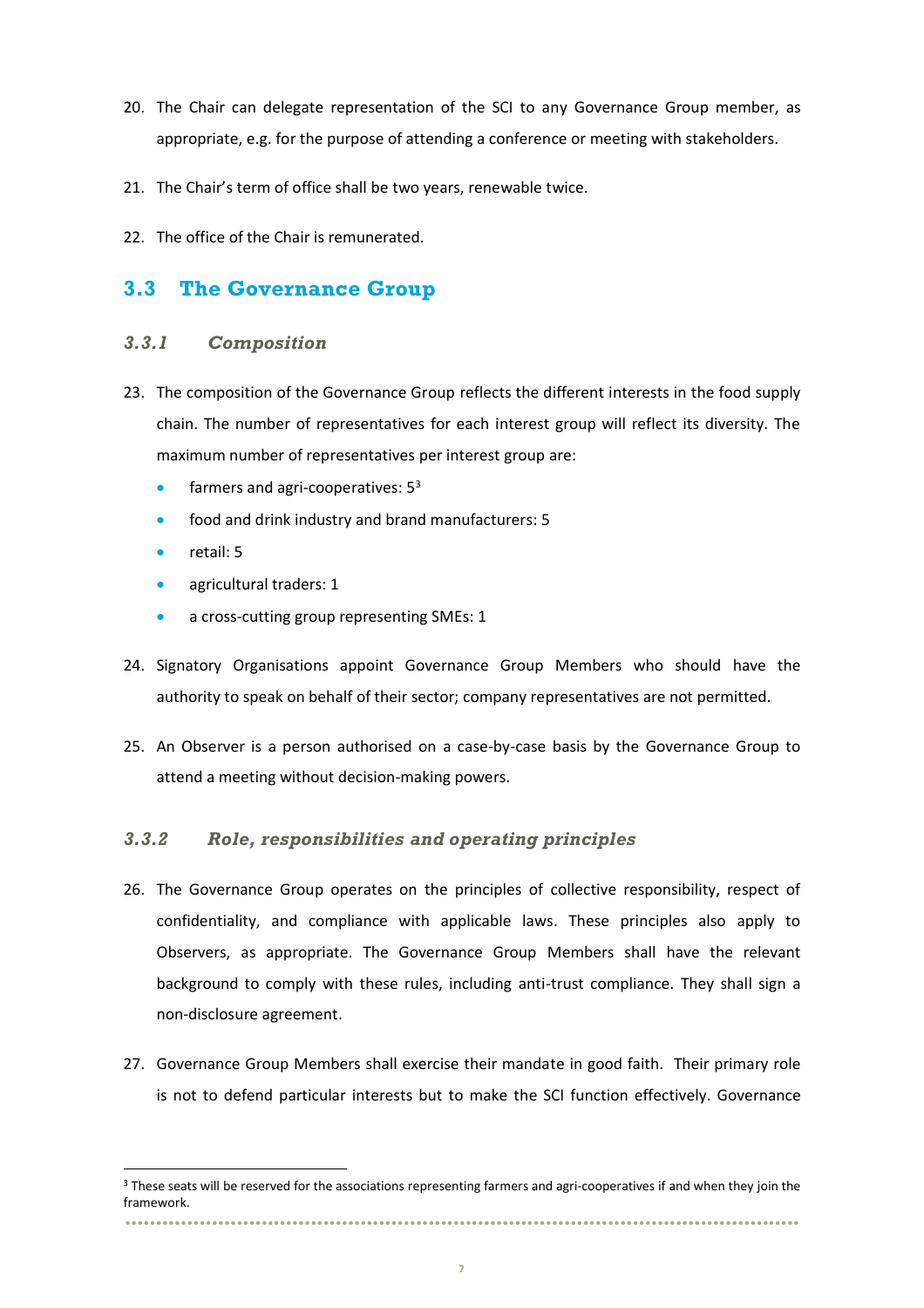20. The Chair can delegate representation of the SCI to any Governance Group member, as appropriate, e.g. for the purpose of attending a conference or meeting with stakeholders.

21. The Chair's term of office shall be two years, renewable twice.

22. The office of the Chair is remunerated.

## 3.3 The Governance Group

### *3.3.1 Composition*

23. The composition of the Governance Group reflects the different interests in the food supply chain. The number of representatives for each interest group will reflect its diversity. The maximum number of representatives per interest group are:
    - farmers and agri-cooperatives: 5[3]
    - food and drink industry and brand manufacturers: 5
    - retail: 5
    - agricultural traders: 1
    - a cross-cutting group representing SMEs: 1

24. Signatory Organisations appoint Governance Group Members who should have the authority to speak on behalf of their sector; company representatives are not permitted.

25. An Observer is a person authorised on a case-by-case basis by the Governance Group to attend a meeting without decision-making powers.

### *3.3.2 Role, responsibilities and operating principles*

26. The Governance Group operates on the principles of collective responsibility, respect of confidentiality, and compliance with applicable laws. These principles also apply to Observers, as appropriate. The Governance Group Members shall have the relevant background to comply with these rules, including anti-trust compliance. They shall sign a non-disclosure agreement.

27. Governance Group Members shall exercise their mandate in good faith. Their primary role is not to defend particular interests but to make the SCI function effectively. Governance

[3] These seats will be reserved for the associations representing farmers and agri-cooperatives if and when they join the framework.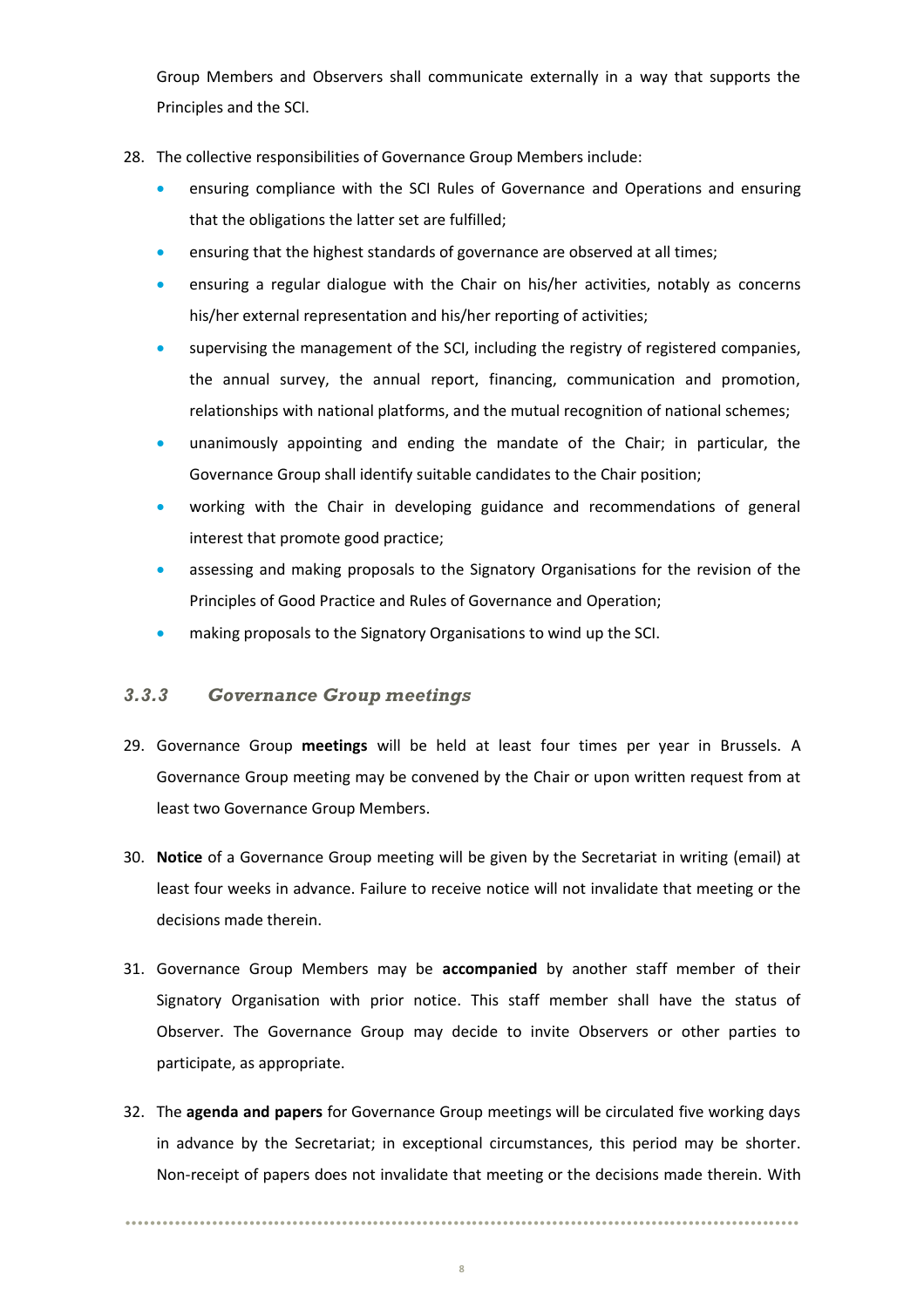Group Members and Observers shall communicate externally in a way that supports the Principles and the SCI.

28. The collective responsibilities of Governance Group Members include:
    - ensuring compliance with the SCI Rules of Governance and Operations and ensuring that the obligations the latter set are fulfilled;
    - ensuring that the highest standards of governance are observed at all times;
    - ensuring a regular dialogue with the Chair on his/her activities, notably as concerns his/her external representation and his/her reporting of activities;
    - supervising the management of the SCI, including the registry of registered companies, the annual survey, the annual report, financing, communication and promotion, relationships with national platforms, and the mutual recognition of national schemes;
    - unanimously appointing and ending the mandate of the Chair; in particular, the Governance Group shall identify suitable candidates to the Chair position;
    - working with the Chair in developing guidance and recommendations of general interest that promote good practice;
    - assessing and making proposals to the Signatory Organisations for the revision of the Principles of Good Practice and Rules of Governance and Operation;
    - making proposals to the Signatory Organisations to wind up the SCI.

### *3.3.3 Governance Group meetings*

29. Governance Group **meetings** will be held at least four times per year in Brussels. A Governance Group meeting may be convened by the Chair or upon written request from at least two Governance Group Members.

30. **Notice** of a Governance Group meeting will be given by the Secretariat in writing (email) at least four weeks in advance. Failure to receive notice will not invalidate that meeting or the decisions made therein.

31. Governance Group Members may be **accompanied** by another staff member of their Signatory Organisation with prior notice. This staff member shall have the status of Observer. The Governance Group may decide to invite Observers or other parties to participate, as appropriate.

32. The **agenda and papers** for Governance Group meetings will be circulated five working days in advance by the Secretariat; in exceptional circumstances, this period may be shorter. Non-receipt of papers does not invalidate that meeting or the decisions made therein. With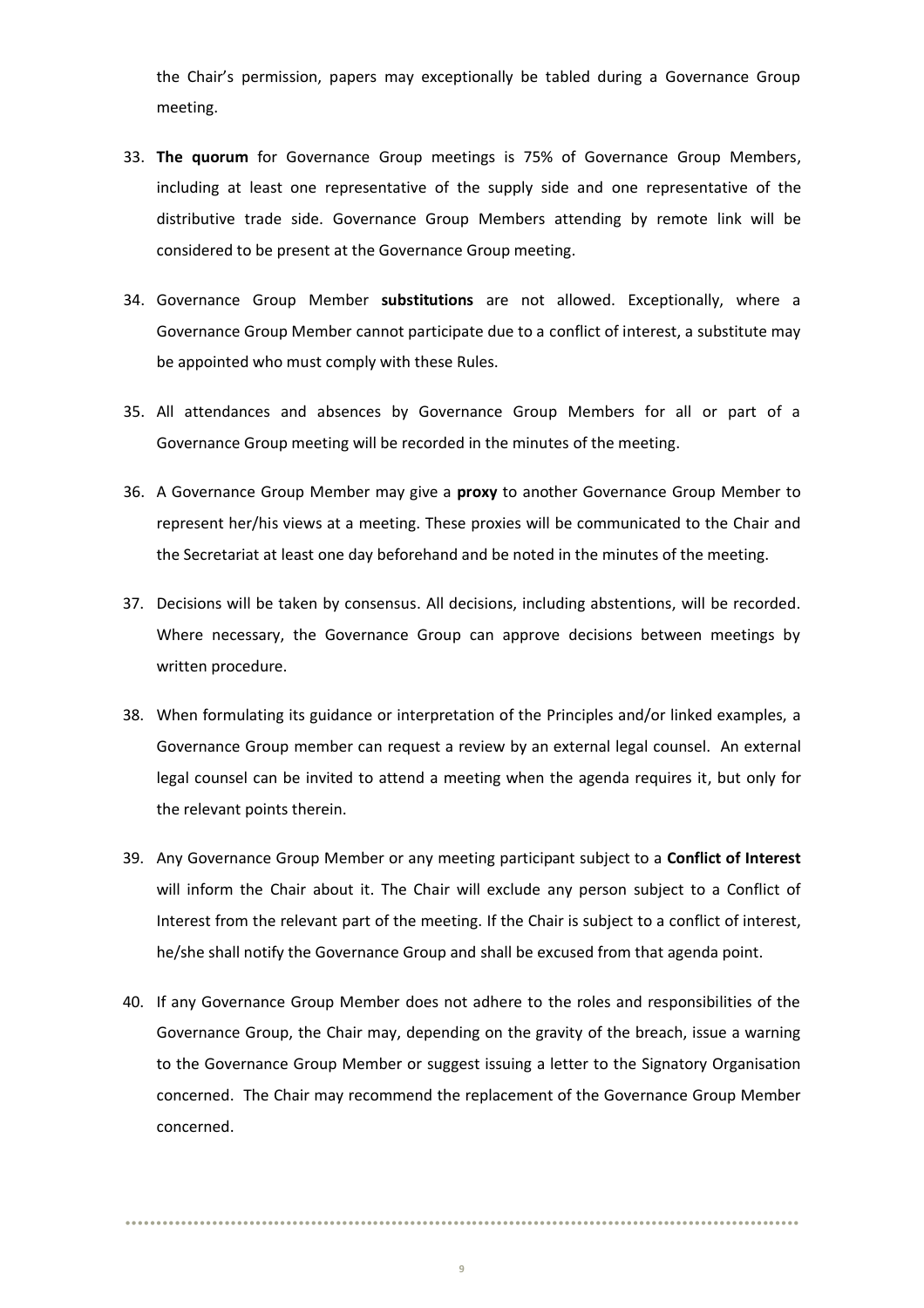the Chair's permission, papers may exceptionally be tabled during a Governance Group meeting.

33. **The quorum** for Governance Group meetings is 75% of Governance Group Members, including at least one representative of the supply side and one representative of the distributive trade side. Governance Group Members attending by remote link will be considered to be present at the Governance Group meeting.

34. Governance Group Member **substitutions** are not allowed. Exceptionally, where a Governance Group Member cannot participate due to a conflict of interest, a substitute may be appointed who must comply with these Rules.

35. All attendances and absences by Governance Group Members for all or part of a Governance Group meeting will be recorded in the minutes of the meeting.

36. A Governance Group Member may give a **proxy** to another Governance Group Member to represent her/his views at a meeting. These proxies will be communicated to the Chair and the Secretariat at least one day beforehand and be noted in the minutes of the meeting.

37. Decisions will be taken by consensus. All decisions, including abstentions, will be recorded. Where necessary, the Governance Group can approve decisions between meetings by written procedure.

38. When formulating its guidance or interpretation of the Principles and/or linked examples, a Governance Group member can request a review by an external legal counsel. An external legal counsel can be invited to attend a meeting when the agenda requires it, but only for the relevant points therein.

39. Any Governance Group Member or any meeting participant subject to a **Conflict of Interest** will inform the Chair about it. The Chair will exclude any person subject to a Conflict of Interest from the relevant part of the meeting. If the Chair is subject to a conflict of interest, he/she shall notify the Governance Group and shall be excused from that agenda point.

40. If any Governance Group Member does not adhere to the roles and responsibilities of the Governance Group, the Chair may, depending on the gravity of the breach, issue a warning to the Governance Group Member or suggest issuing a letter to the Signatory Organisation concerned. The Chair may recommend the replacement of the Governance Group Member concerned.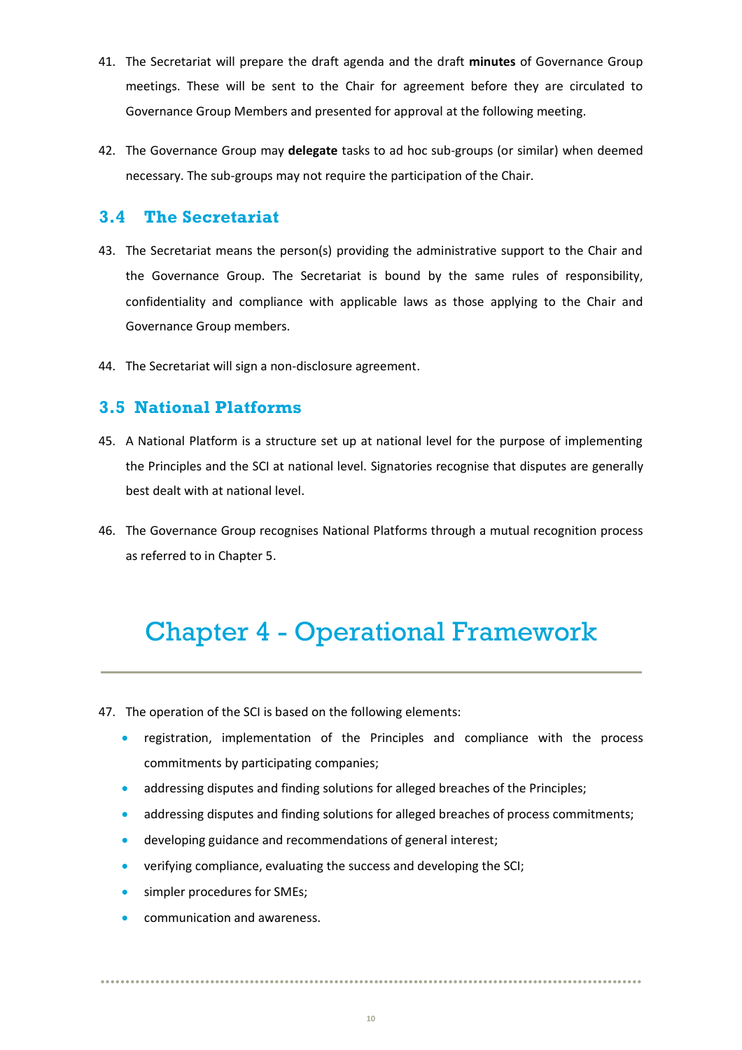41. The Secretariat will prepare the draft agenda and the draft **minutes** of Governance Group meetings. These will be sent to the Chair for agreement before they are circulated to Governance Group Members and presented for approval at the following meeting.

42. The Governance Group may **delegate** tasks to ad hoc sub-groups (or similar) when deemed necessary. The sub-groups may not require the participation of the Chair.

### 3.4 The Secretariat

43. The Secretariat means the person(s) providing the administrative support to the Chair and the Governance Group. The Secretariat is bound by the same rules of responsibility, confidentiality and compliance with applicable laws as those applying to the Chair and Governance Group members.

44. The Secretariat will sign a non-disclosure agreement.

### 3.5 National Platforms

45. A National Platform is a structure set up at national level for the purpose of implementing the Principles and the SCI at national level. Signatories recognise that disputes are generally best dealt with at national level.

46. The Governance Group recognises National Platforms through a mutual recognition process as referred to in Chapter 5.

# Chapter 4 - Operational Framework

47. The operation of the SCI is based on the following elements:
    - registration, implementation of the Principles and compliance with the process commitments by participating companies;
    - addressing disputes and finding solutions for alleged breaches of the Principles;
    - addressing disputes and finding solutions for alleged breaches of process commitments;
    - developing guidance and recommendations of general interest;
    - verifying compliance, evaluating the success and developing the SCI;
    - simpler procedures for SMEs;
    - communication and awareness.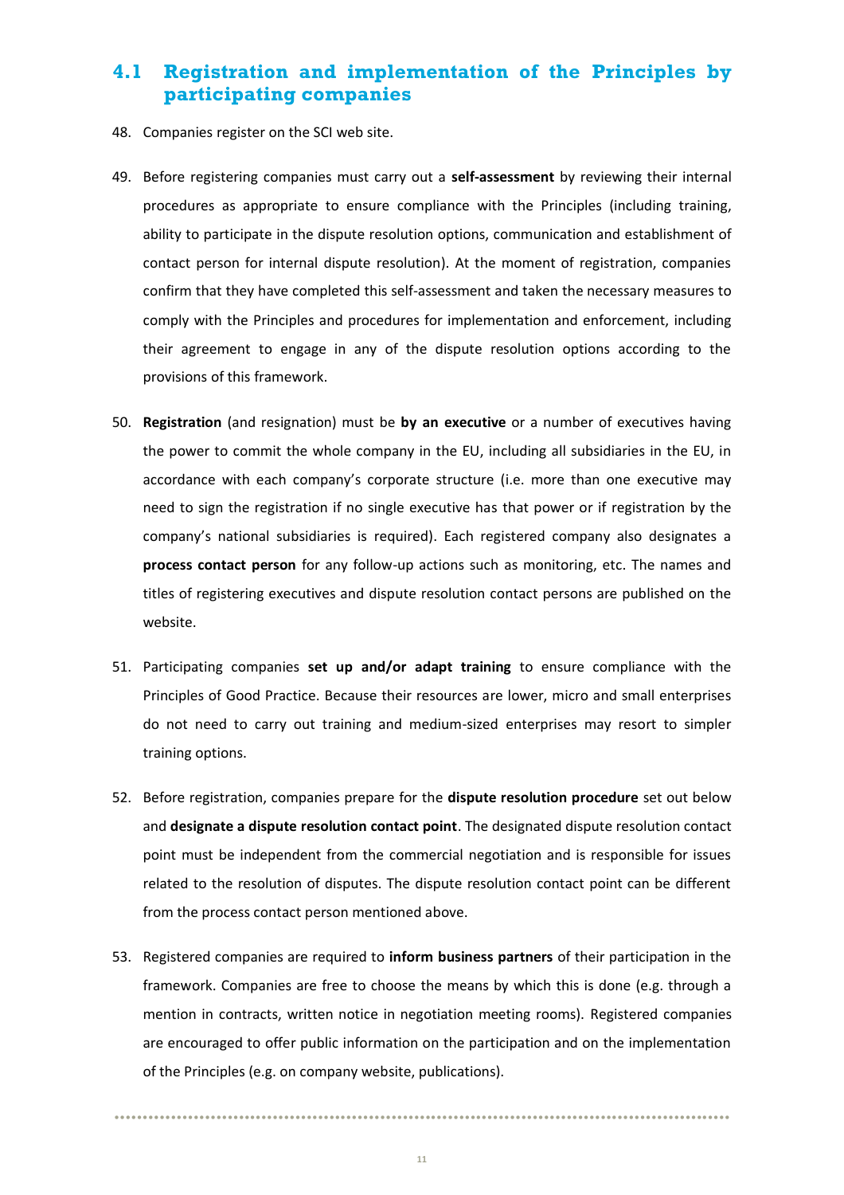## 4.1 Registration and implementation of the Principles by participating companies

48. Companies register on the SCI web site.

49. Before registering companies must carry out a **self-assessment** by reviewing their internal procedures as appropriate to ensure compliance with the Principles (including training, ability to participate in the dispute resolution options, communication and establishment of contact person for internal dispute resolution). At the moment of registration, companies confirm that they have completed this self-assessment and taken the necessary measures to comply with the Principles and procedures for implementation and enforcement, including their agreement to engage in any of the dispute resolution options according to the provisions of this framework.

50. **Registration** (and resignation) must be **by an executive** or a number of executives having the power to commit the whole company in the EU, including all subsidiaries in the EU, in accordance with each company's corporate structure (i.e. more than one executive may need to sign the registration if no single executive has that power or if registration by the company's national subsidiaries is required). Each registered company also designates a **process contact person** for any follow-up actions such as monitoring, etc. The names and titles of registering executives and dispute resolution contact persons are published on the website.

51. Participating companies **set up and/or adapt training** to ensure compliance with the Principles of Good Practice. Because their resources are lower, micro and small enterprises do not need to carry out training and medium-sized enterprises may resort to simpler training options.

52. Before registration, companies prepare for the **dispute resolution procedure** set out below and **designate a dispute resolution contact point**. The designated dispute resolution contact point must be independent from the commercial negotiation and is responsible for issues related to the resolution of disputes. The dispute resolution contact point can be different from the process contact person mentioned above.

53. Registered companies are required to **inform business partners** of their participation in the framework. Companies are free to choose the means by which this is done (e.g. through a mention in contracts, written notice in negotiation meeting rooms). Registered companies are encouraged to offer public information on the participation and on the implementation of the Principles (e.g. on company website, publications).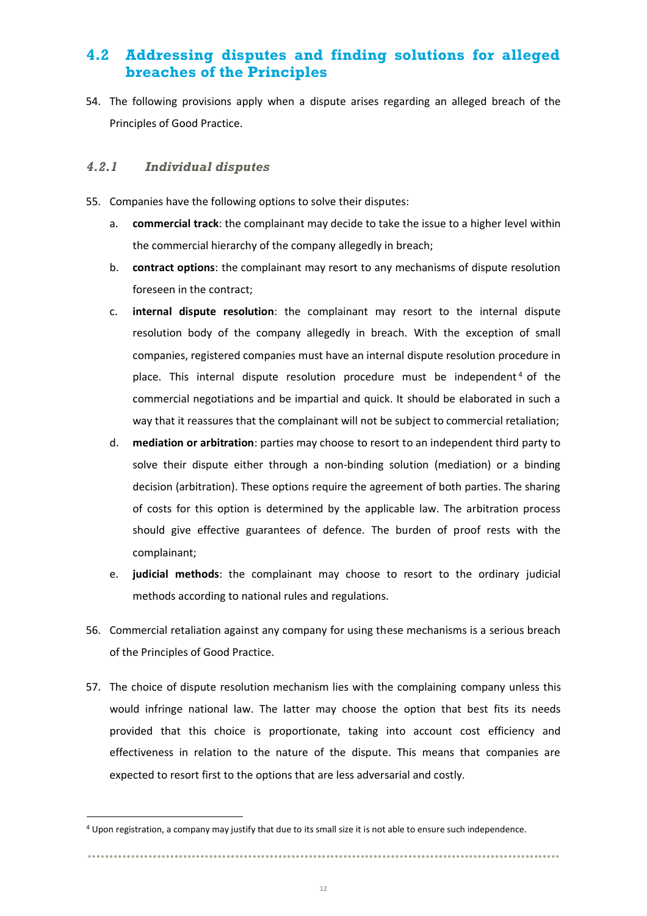## 4.2 Addressing disputes and finding solutions for alleged breaches of the Principles

54. The following provisions apply when a dispute arises regarding an alleged breach of the Principles of Good Practice.

### *4.2.1 Individual disputes*

55. Companies have the following options to solve their disputes:

   a. **commercial track**: the complainant may decide to take the issue to a higher level within the commercial hierarchy of the company allegedly in breach;

   b. **contract options**: the complainant may resort to any mechanisms of dispute resolution foreseen in the contract;

   c. **internal dispute resolution**: the complainant may resort to the internal dispute resolution body of the company allegedly in breach. With the exception of small companies, registered companies must have an internal dispute resolution procedure in place. This internal dispute resolution procedure must be independent[4] of the commercial negotiations and be impartial and quick. It should be elaborated in such a way that it reassures that the complainant will not be subject to commercial retaliation;

   d. **mediation or arbitration**: parties may choose to resort to an independent third party to solve their dispute either through a non-binding solution (mediation) or a binding decision (arbitration). These options require the agreement of both parties. The sharing of costs for this option is determined by the applicable law. The arbitration process should give effective guarantees of defence. The burden of proof rests with the complainant;

   e. **judicial methods**: the complainant may choose to resort to the ordinary judicial methods according to national rules and regulations.

56. Commercial retaliation against any company for using these mechanisms is a serious breach of the Principles of Good Practice.

57. The choice of dispute resolution mechanism lies with the complaining company unless this would infringe national law. The latter may choose the option that best fits its needs provided that this choice is proportionate, taking into account cost efficiency and effectiveness in relation to the nature of the dispute. This means that companies are expected to resort first to the options that are less adversarial and costly.

---

[4] Upon registration, a company may justify that due to its small size it is not able to ensure such independence.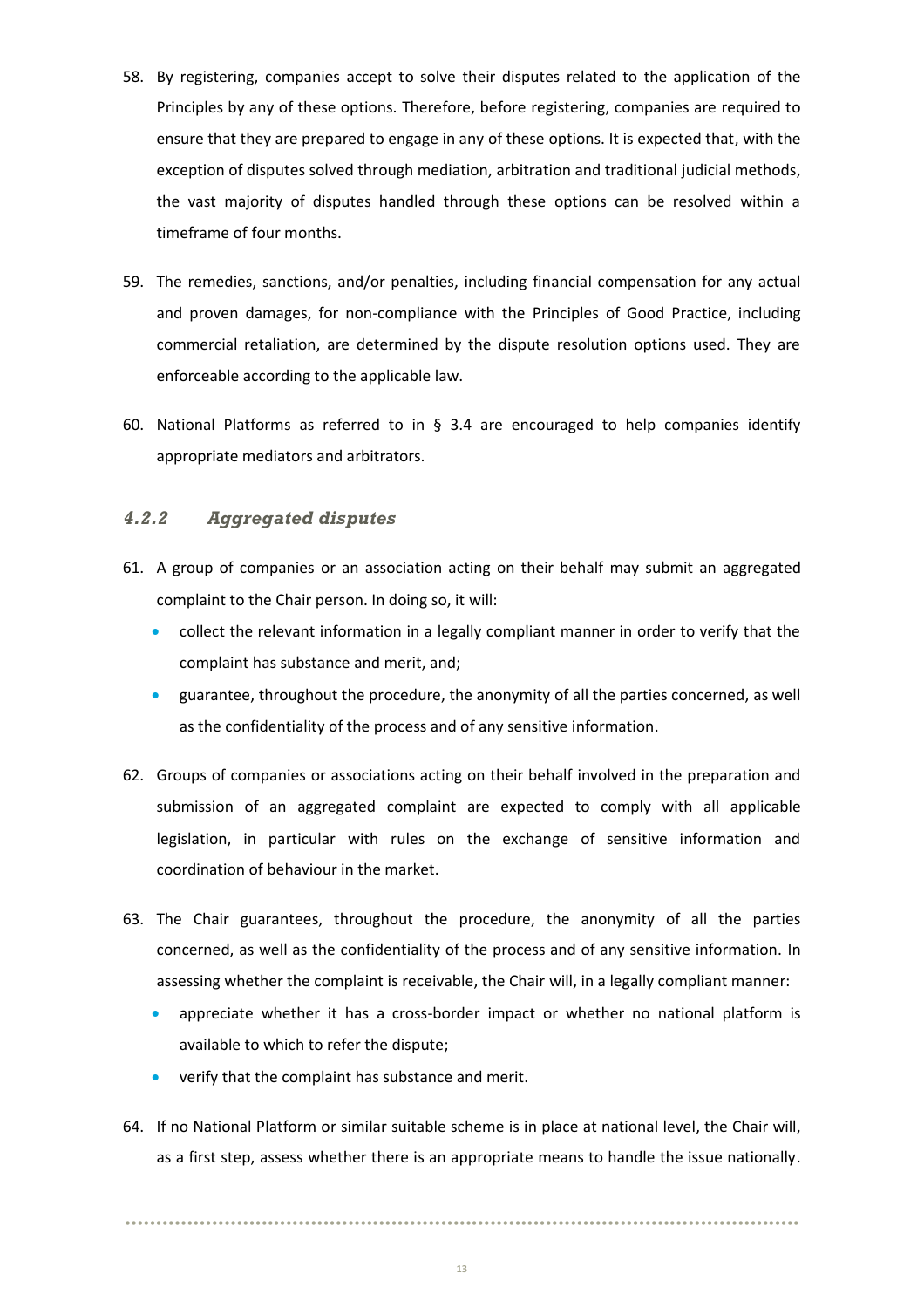58. By registering, companies accept to solve their disputes related to the application of the Principles by any of these options. Therefore, before registering, companies are required to ensure that they are prepared to engage in any of these options. It is expected that, with the exception of disputes solved through mediation, arbitration and traditional judicial methods, the vast majority of disputes handled through these options can be resolved within a timeframe of four months.

59. The remedies, sanctions, and/or penalties, including financial compensation for any actual and proven damages, for non-compliance with the Principles of Good Practice, including commercial retaliation, are determined by the dispute resolution options used. They are enforceable according to the applicable law.

60. National Platforms as referred to in § 3.4 are encouraged to help companies identify appropriate mediators and arbitrators.

### *4.2.2 Aggregated disputes*

61. A group of companies or an association acting on their behalf may submit an aggregated complaint to the Chair person. In doing so, it will:
    - collect the relevant information in a legally compliant manner in order to verify that the complaint has substance and merit, and;
    - guarantee, throughout the procedure, the anonymity of all the parties concerned, as well as the confidentiality of the process and of any sensitive information.

62. Groups of companies or associations acting on their behalf involved in the preparation and submission of an aggregated complaint are expected to comply with all applicable legislation, in particular with rules on the exchange of sensitive information and coordination of behaviour in the market.

63. The Chair guarantees, throughout the procedure, the anonymity of all the parties concerned, as well as the confidentiality of the process and of any sensitive information. In assessing whether the complaint is receivable, the Chair will, in a legally compliant manner:
    - appreciate whether it has a cross-border impact or whether no national platform is available to which to refer the dispute;
    - verify that the complaint has substance and merit.

64. If no National Platform or similar suitable scheme is in place at national level, the Chair will, as a first step, assess whether there is an appropriate means to handle the issue nationally.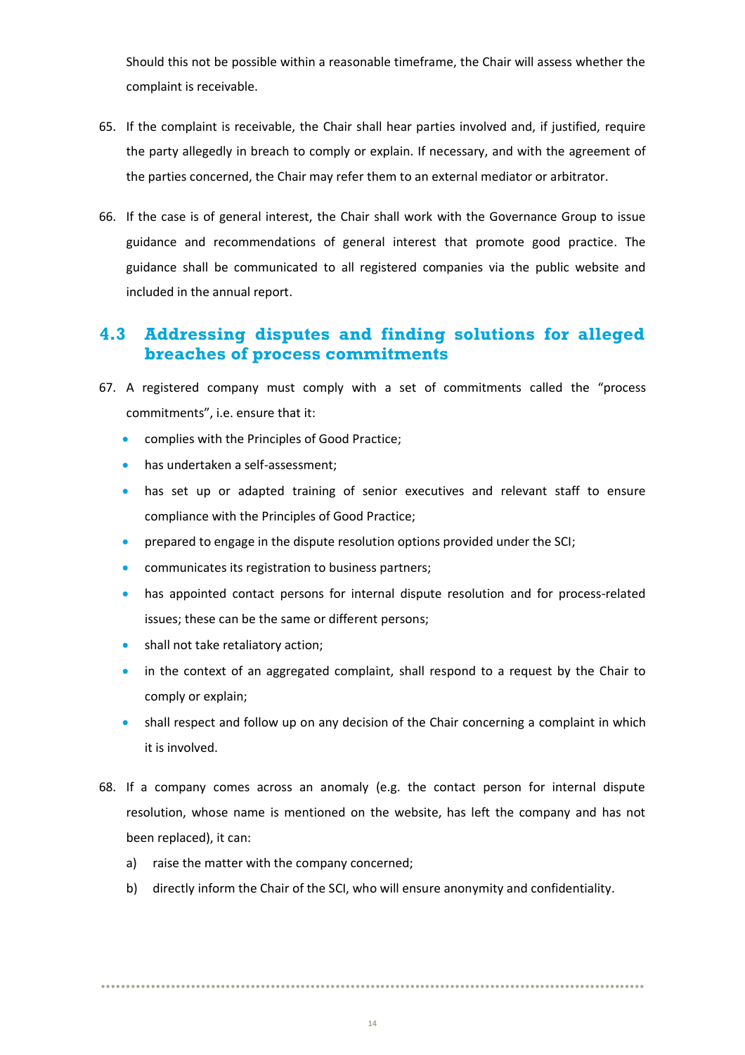Should this not be possible within a reasonable timeframe, the Chair will assess whether the complaint is receivable.

65. If the complaint is receivable, the Chair shall hear parties involved and, if justified, require the party allegedly in breach to comply or explain. If necessary, and with the agreement of the parties concerned, the Chair may refer them to an external mediator or arbitrator.

66. If the case is of general interest, the Chair shall work with the Governance Group to issue guidance and recommendations of general interest that promote good practice. The guidance shall be communicated to all registered companies via the public website and included in the annual report.

## 4.3 Addressing disputes and finding solutions for alleged breaches of process commitments

67. A registered company must comply with a set of commitments called the "process commitments", i.e. ensure that it:
    - complies with the Principles of Good Practice;
    - has undertaken a self-assessment;
    - has set up or adapted training of senior executives and relevant staff to ensure compliance with the Principles of Good Practice;
    - prepared to engage in the dispute resolution options provided under the SCI;
    - communicates its registration to business partners;
    - has appointed contact persons for internal dispute resolution and for process-related issues; these can be the same or different persons;
    - shall not take retaliatory action;
    - in the context of an aggregated complaint, shall respond to a request by the Chair to comply or explain;
    - shall respect and follow up on any decision of the Chair concerning a complaint in which it is involved.

68. If a company comes across an anomaly (e.g. the contact person for internal dispute resolution, whose name is mentioned on the website, has left the company and has not been replaced), it can:
    a) raise the matter with the company concerned;
    b) directly inform the Chair of the SCI, who will ensure anonymity and confidentiality.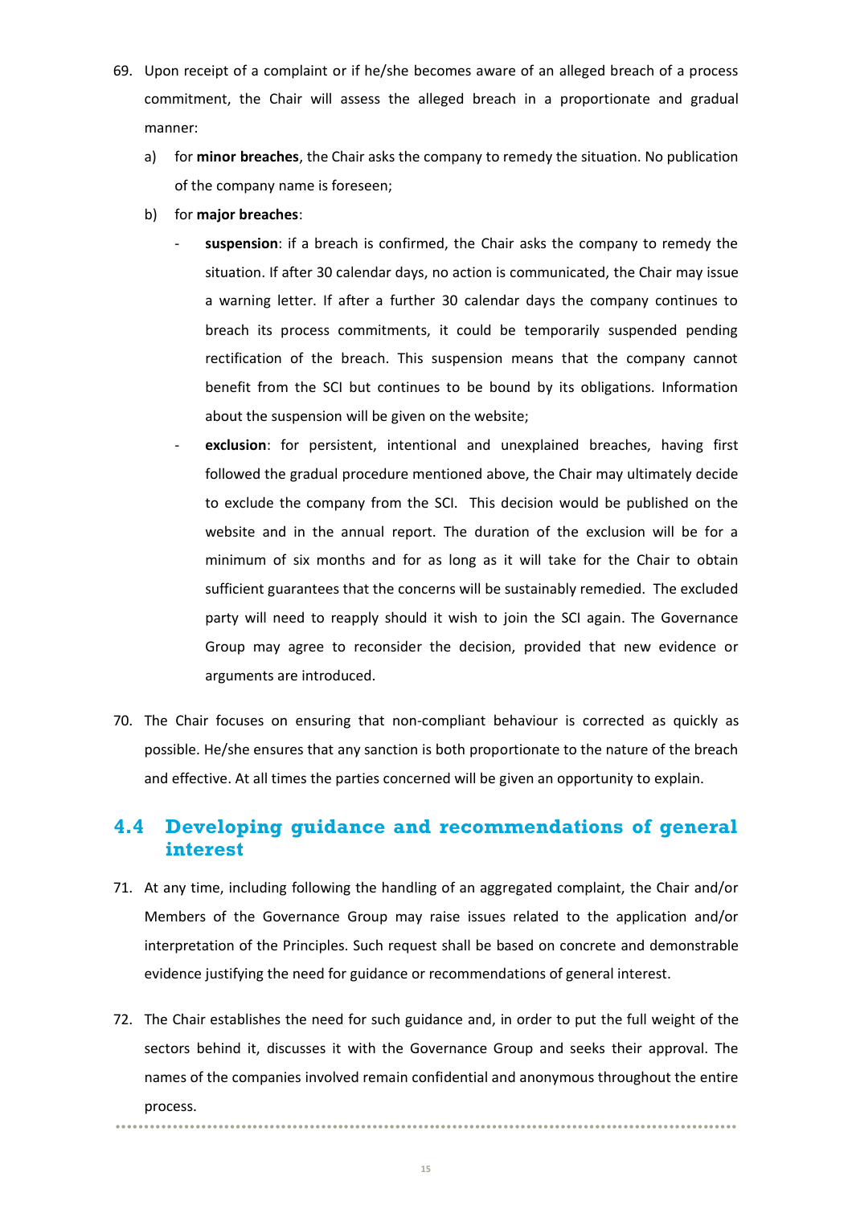69. Upon receipt of a complaint or if he/she becomes aware of an alleged breach of a process commitment, the Chair will assess the alleged breach in a proportionate and gradual manner:

    a) for **minor breaches**, the Chair asks the company to remedy the situation. No publication of the company name is foreseen;

    b) for **major breaches**:

    - **suspension**: if a breach is confirmed, the Chair asks the company to remedy the situation. If after 30 calendar days, no action is communicated, the Chair may issue a warning letter. If after a further 30 calendar days the company continues to breach its process commitments, it could be temporarily suspended pending rectification of the breach. This suspension means that the company cannot benefit from the SCI but continues to be bound by its obligations. Information about the suspension will be given on the website;

    - **exclusion**: for persistent, intentional and unexplained breaches, having first followed the gradual procedure mentioned above, the Chair may ultimately decide to exclude the company from the SCI. This decision would be published on the website and in the annual report. The duration of the exclusion will be for a minimum of six months and for as long as it will take for the Chair to obtain sufficient guarantees that the concerns will be sustainably remedied. The excluded party will need to reapply should it wish to join the SCI again. The Governance Group may agree to reconsider the decision, provided that new evidence or arguments are introduced.

70. The Chair focuses on ensuring that non-compliant behaviour is corrected as quickly as possible. He/she ensures that any sanction is both proportionate to the nature of the breach and effective. At all times the parties concerned will be given an opportunity to explain.

## 4.4 Developing guidance and recommendations of general interest

71. At any time, including following the handling of an aggregated complaint, the Chair and/or Members of the Governance Group may raise issues related to the application and/or interpretation of the Principles. Such request shall be based on concrete and demonstrable evidence justifying the need for guidance or recommendations of general interest.

72. The Chair establishes the need for such guidance and, in order to put the full weight of the sectors behind it, discusses it with the Governance Group and seeks their approval. The names of the companies involved remain confidential and anonymous throughout the entire process.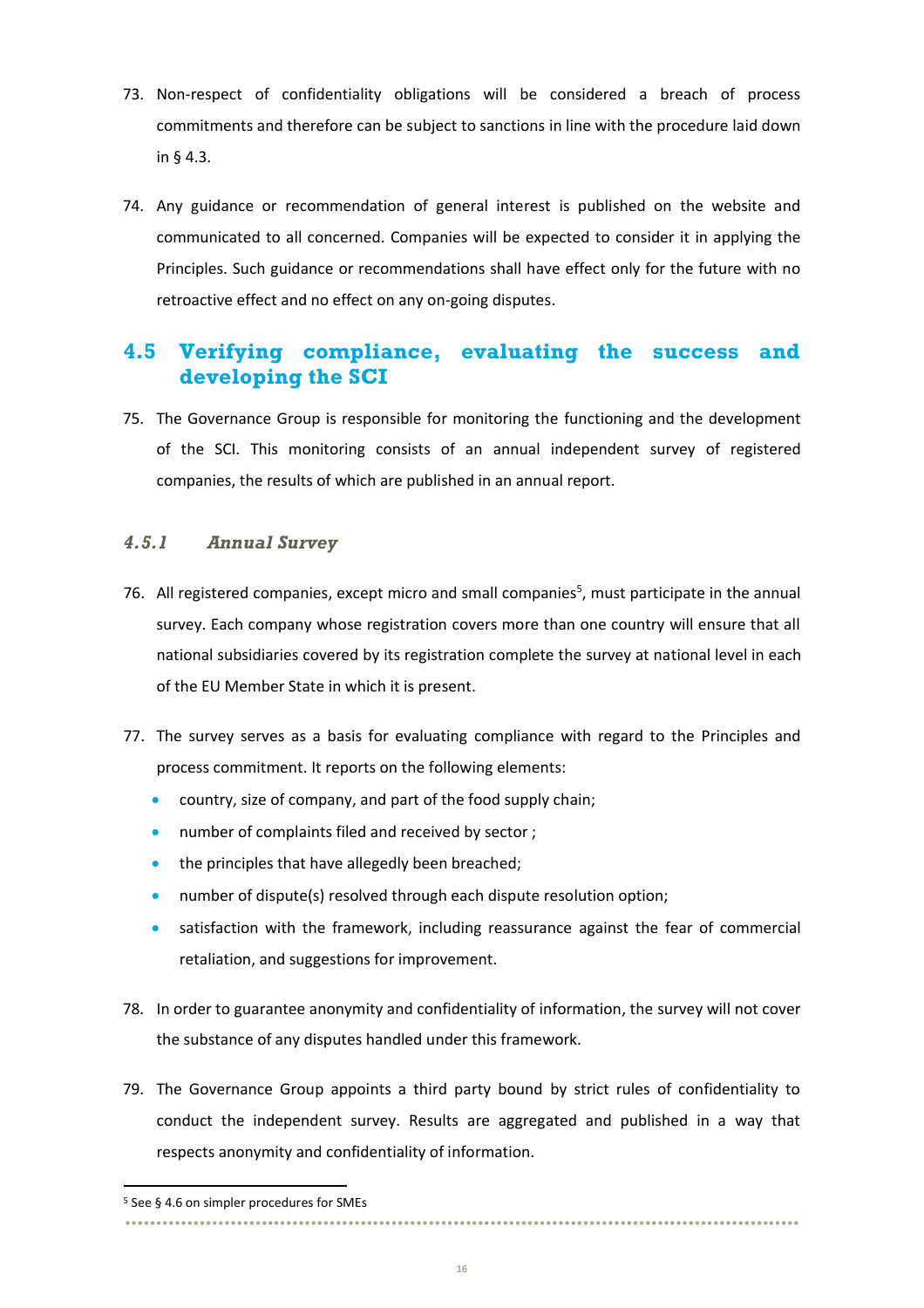73. Non-respect of confidentiality obligations will be considered a breach of process commitments and therefore can be subject to sanctions in line with the procedure laid down in § 4.3.

74. Any guidance or recommendation of general interest is published on the website and communicated to all concerned. Companies will be expected to consider it in applying the Principles. Such guidance or recommendations shall have effect only for the future with no retroactive effect and no effect on any on-going disputes.

## 4.5 Verifying compliance, evaluating the success and developing the SCI

75. The Governance Group is responsible for monitoring the functioning and the development of the SCI. This monitoring consists of an annual independent survey of registered companies, the results of which are published in an annual report.

### *4.5.1 Annual Survey*

76. All registered companies, except micro and small companies[5], must participate in the annual survey. Each company whose registration covers more than one country will ensure that all national subsidiaries covered by its registration complete the survey at national level in each of the EU Member State in which it is present.

77. The survey serves as a basis for evaluating compliance with regard to the Principles and process commitment. It reports on the following elements:
    - country, size of company, and part of the food supply chain;
    - number of complaints filed and received by sector ;
    - the principles that have allegedly been breached;
    - number of dispute(s) resolved through each dispute resolution option;
    - satisfaction with the framework, including reassurance against the fear of commercial retaliation, and suggestions for improvement.

78. In order to guarantee anonymity and confidentiality of information, the survey will not cover the substance of any disputes handled under this framework.

79. The Governance Group appoints a third party bound by strict rules of confidentiality to conduct the independent survey. Results are aggregated and published in a way that respects anonymity and confidentiality of information.

[5] See § 4.6 on simpler procedures for SMEs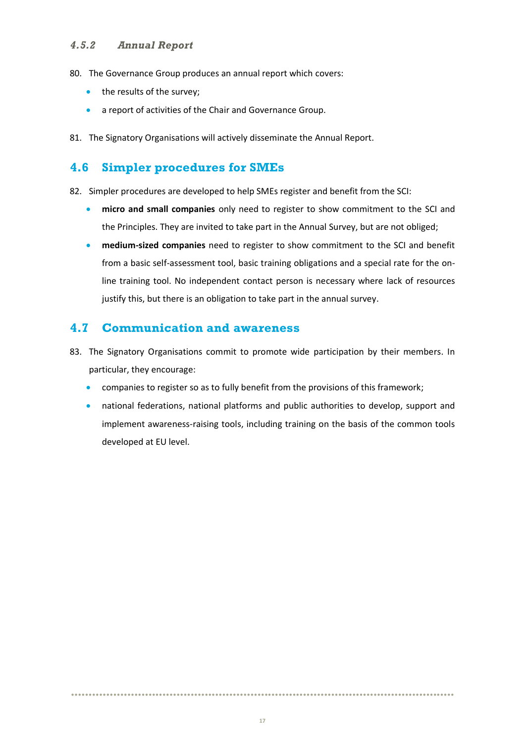#### *4.5.2 Annual Report*

80. The Governance Group produces an annual report which covers:
    - the results of the survey;
    - a report of activities of the Chair and Governance Group.

81. The Signatory Organisations will actively disseminate the Annual Report.

### 4.6 Simpler procedures for SMEs

82. Simpler procedures are developed to help SMEs register and benefit from the SCI:
    - **micro and small companies** only need to register to show commitment to the SCI and the Principles. They are invited to take part in the Annual Survey, but are not obliged;
    - **medium-sized companies** need to register to show commitment to the SCI and benefit from a basic self-assessment tool, basic training obligations and a special rate for the on-line training tool. No independent contact person is necessary where lack of resources justify this, but there is an obligation to take part in the annual survey.

### 4.7 Communication and awareness

83. The Signatory Organisations commit to promote wide participation by their members. In particular, they encourage:
    - companies to register so as to fully benefit from the provisions of this framework;
    - national federations, national platforms and public authorities to develop, support and implement awareness-raising tools, including training on the basis of the common tools developed at EU level.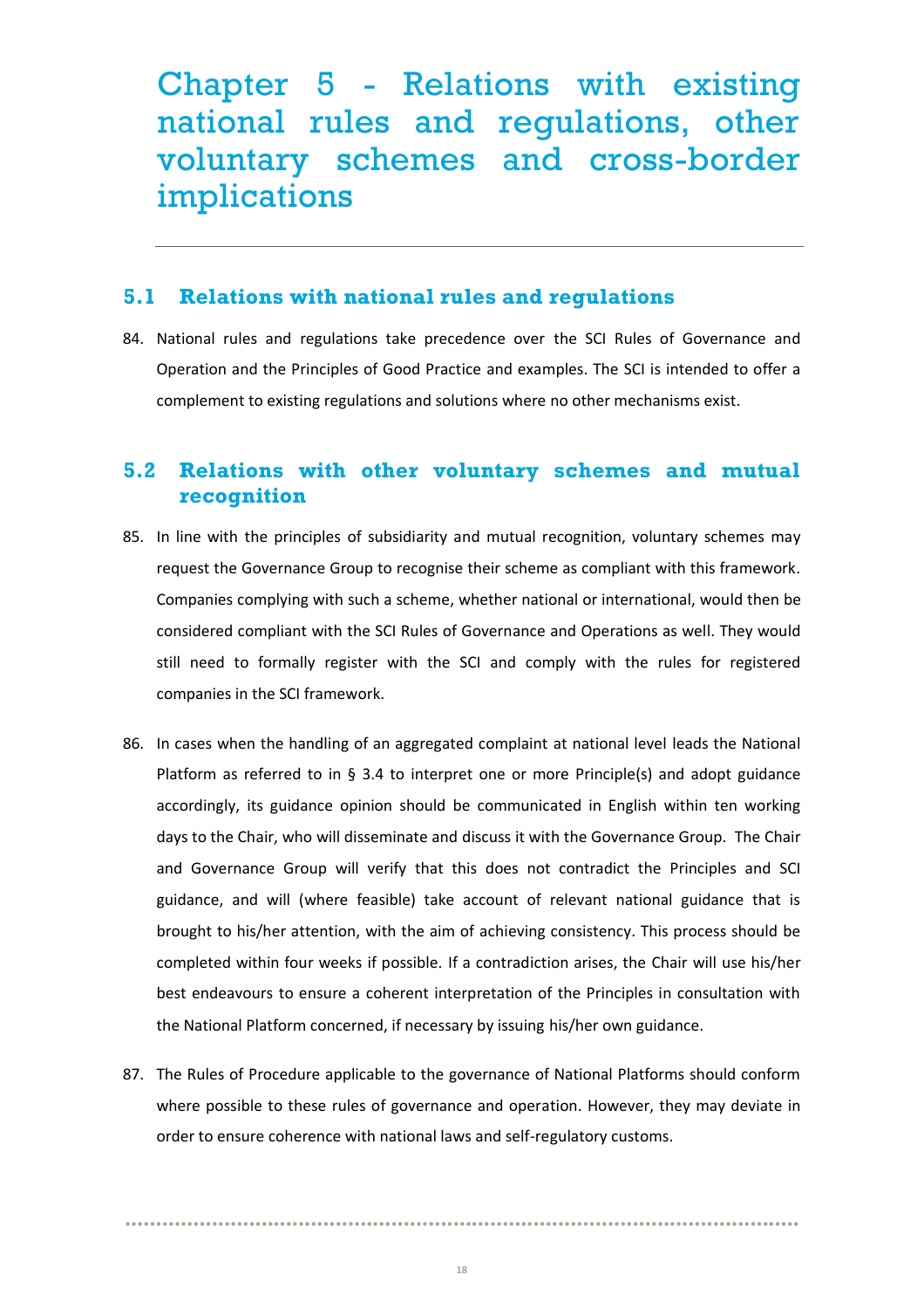# Chapter 5 - Relations with existing national rules and regulations, other voluntary schemes and cross-border implications

## 5.1 Relations with national rules and regulations

84. National rules and regulations take precedence over the SCI Rules of Governance and Operation and the Principles of Good Practice and examples. The SCI is intended to offer a complement to existing regulations and solutions where no other mechanisms exist.

## 5.2 Relations with other voluntary schemes and mutual recognition

85. In line with the principles of subsidiarity and mutual recognition, voluntary schemes may request the Governance Group to recognise their scheme as compliant with this framework. Companies complying with such a scheme, whether national or international, would then be considered compliant with the SCI Rules of Governance and Operations as well. They would still need to formally register with the SCI and comply with the rules for registered companies in the SCI framework.

86. In cases when the handling of an aggregated complaint at national level leads the National Platform as referred to in § 3.4 to interpret one or more Principle(s) and adopt guidance accordingly, its guidance opinion should be communicated in English within ten working days to the Chair, who will disseminate and discuss it with the Governance Group. The Chair and Governance Group will verify that this does not contradict the Principles and SCI guidance, and will (where feasible) take account of relevant national guidance that is brought to his/her attention, with the aim of achieving consistency. This process should be completed within four weeks if possible. If a contradiction arises, the Chair will use his/her best endeavours to ensure a coherent interpretation of the Principles in consultation with the National Platform concerned, if necessary by issuing his/her own guidance.

87. The Rules of Procedure applicable to the governance of National Platforms should conform where possible to these rules of governance and operation. However, they may deviate in order to ensure coherence with national laws and self-regulatory customs.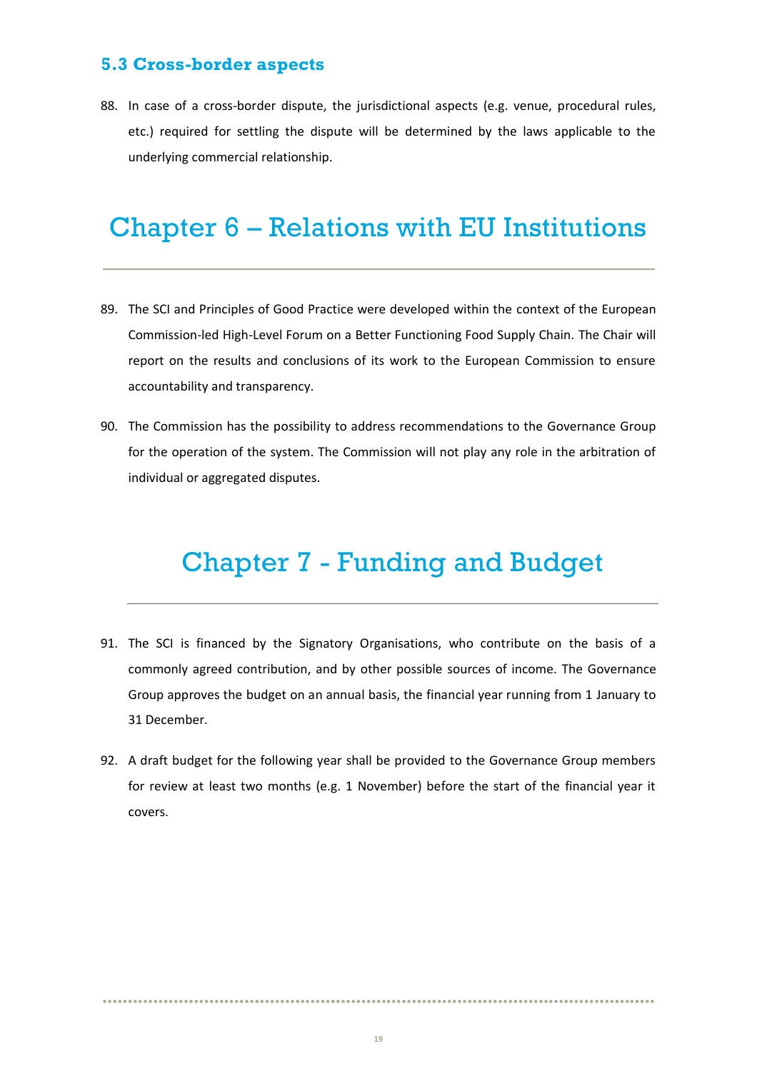### 5.3 Cross-border aspects

88. In case of a cross-border dispute, the jurisdictional aspects (e.g. venue, procedural rules, etc.) required for settling the dispute will be determined by the laws applicable to the underlying commercial relationship.

# Chapter 6 – Relations with EU Institutions

89. The SCI and Principles of Good Practice were developed within the context of the European Commission-led High-Level Forum on a Better Functioning Food Supply Chain. The Chair will report on the results and conclusions of its work to the European Commission to ensure accountability and transparency.

90. The Commission has the possibility to address recommendations to the Governance Group for the operation of the system. The Commission will not play any role in the arbitration of individual or aggregated disputes.

# Chapter 7 - Funding and Budget

91. The SCI is financed by the Signatory Organisations, who contribute on the basis of a commonly agreed contribution, and by other possible sources of income. The Governance Group approves the budget on an annual basis, the financial year running from 1 January to 31 December.

92. A draft budget for the following year shall be provided to the Governance Group members for review at least two months (e.g. 1 November) before the start of the financial year it covers.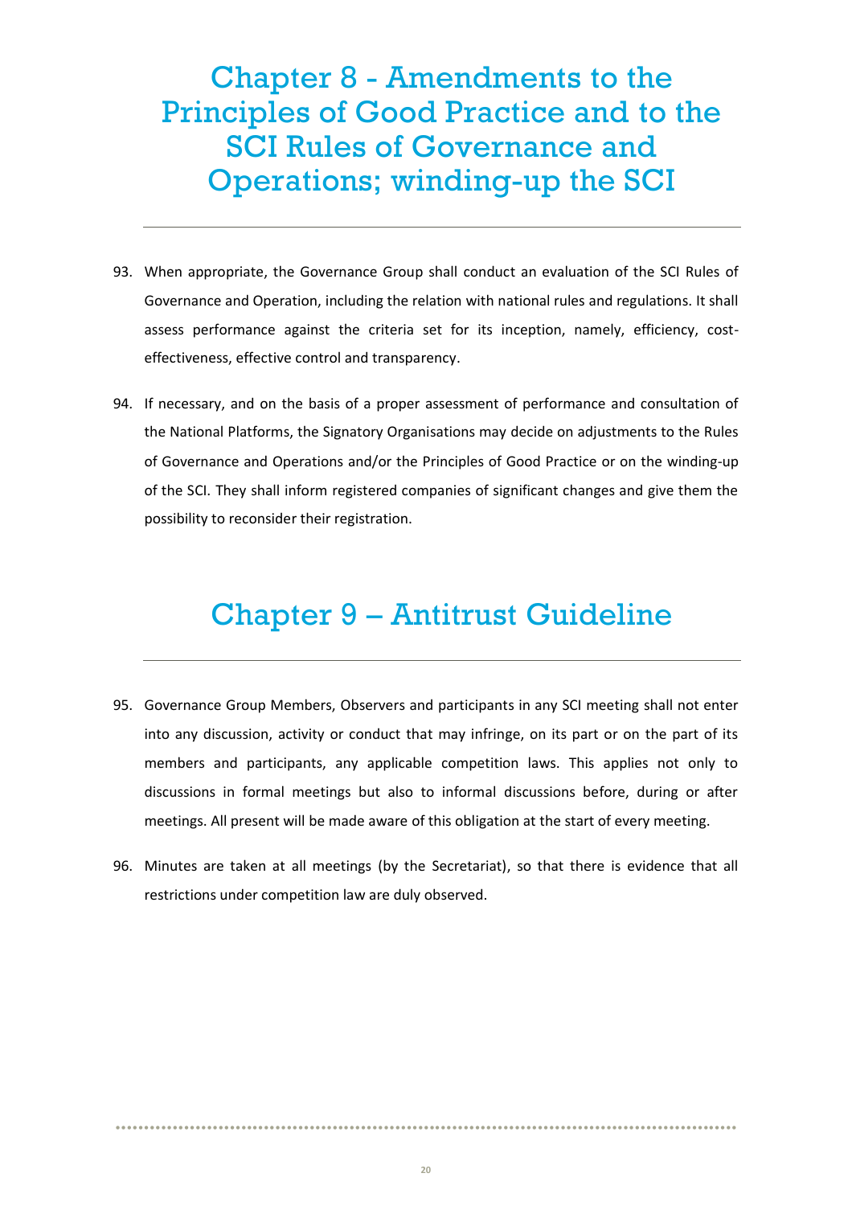# Chapter 8 - Amendments to the Principles of Good Practice and to the SCI Rules of Governance and Operations; winding-up the SCI

93. When appropriate, the Governance Group shall conduct an evaluation of the SCI Rules of Governance and Operation, including the relation with national rules and regulations. It shall assess performance against the criteria set for its inception, namely, efficiency, cost-effectiveness, effective control and transparency.

94. If necessary, and on the basis of a proper assessment of performance and consultation of the National Platforms, the Signatory Organisations may decide on adjustments to the Rules of Governance and Operations and/or the Principles of Good Practice or on the winding-up of the SCI. They shall inform registered companies of significant changes and give them the possibility to reconsider their registration.

# Chapter 9 – Antitrust Guideline

95. Governance Group Members, Observers and participants in any SCI meeting shall not enter into any discussion, activity or conduct that may infringe, on its part or on the part of its members and participants, any applicable competition laws. This applies not only to discussions in formal meetings but also to informal discussions before, during or after meetings. All present will be made aware of this obligation at the start of every meeting.

96. Minutes are taken at all meetings (by the Secretariat), so that there is evidence that all restrictions under competition law are duly observed.